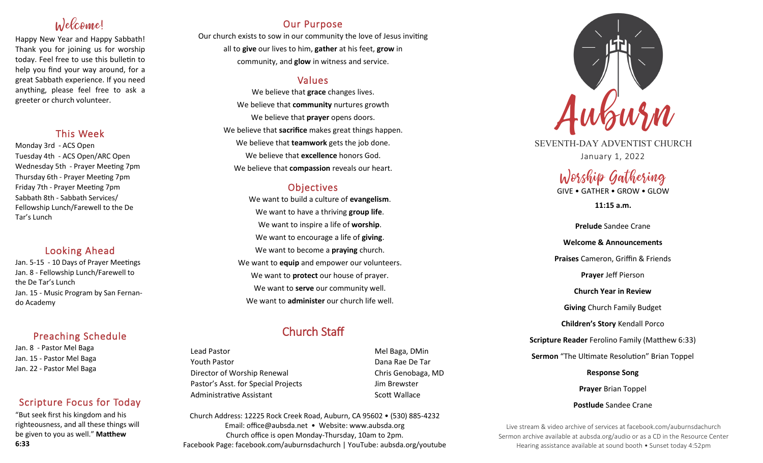## Welcome!

Happy New Year and Happy Sabbath! Thank you for joining us for worship today. Feel free to use this bulletin to help you find your way around, for a great Sabbath experience. If you need anything, please feel free to ask a greeter or church volunteer.

## This Week

Monday 3rd - ACS Open
Tuesday 4th - ACS Open/ARC Open
Wednesday 5th - Prayer Meeting 7pm
Thursday 6th - Prayer Meeting 7pm
Friday 7th - Prayer Meeting 7pm
Sabbath 8th - Sabbath Services/ Fellowship Lunch/Farewell to the De Tar's Lunch

## Looking Ahead

Jan. 5-15 - 10 Days of Prayer Meetings
Jan. 8 - Fellowship Lunch/Farewell to the De Tar's Lunch
Jan. 15 - Music Program by San Fernando Academy

## Preaching Schedule

Jan. 8 - Pastor Mel Baga
Jan. 15 - Pastor Mel Baga
Jan. 22 - Pastor Mel Baga

## Scripture Focus for Today

"But seek first his kingdom and his righteousness, and all these things will be given to you as well." **Matthew 6:33**

## Our Purpose

Our church exists to sow in our community the love of Jesus inviting all to **give** our lives to him, **gather** at his feet, **grow** in community, and **glow** in witness and service.

## Values

We believe that **grace** changes lives.
We believe that **community** nurtures growth
We believe that **prayer** opens doors.
We believe that **sacrifice** makes great things happen.
We believe that **teamwork** gets the job done.
We believe that **excellence** honors God.
We believe that **compassion** reveals our heart.

## Objectives

We want to build a culture of **evangelism**.
We want to have a thriving **group life**.
We want to inspire a life of **worship**.
We want to encourage a life of **giving**.
We want to become a **praying** church.
We want to **equip** and empower our volunteers.
We want to **protect** our house of prayer.
We want to **serve** our community well.
We want to **administer** our church life well.

## Church Staff

| | |
|---|---|
| Lead Pastor | Mel Baga, DMin |
| Youth Pastor | Dana Rae De Tar |
| Director of Worship Renewal | Chris Genobaga, MD |
| Pastor's Asst. for Special Projects | Jim Brewster |
| Administrative Assistant | Scott Wallace |

Church Address: 12225 Rock Creek Road, Auburn, CA 95602 • (530) 885-4232
Email: office@aubsda.net • Website: www.aubsda.org
Church office is open Monday-Thursday, 10am to 2pm.
Facebook Page: facebook.com/auburnsdachurch | YouTube: aubsda.org/youtube

# Auburn

SEVENTH-DAY ADVENTIST CHURCH

January 1, 2022

## Worship Gathering

GIVE • GATHER • GROW • GLOW

**11:15 a.m.**

**Prelude** Sandee Crane

**Welcome & Announcements**

**Praises** Cameron, Griffin & Friends

**Prayer** Jeff Pierson

**Church Year in Review**

**Giving** Church Family Budget

**Children's Story** Kendall Porco

**Scripture Reader** Ferolino Family (Matthew 6:33)

**Sermon** "The Ultimate Resolution" Brian Toppel

**Response Song**

**Prayer** Brian Toppel

**Postlude** Sandee Crane

Live stream & video archive of services at facebook.com/auburnsdachurch
Sermon archive available at aubsda.org/audio or as a CD in the Resource Center
Hearing assistance available at sound booth • Sunset today 4:52pm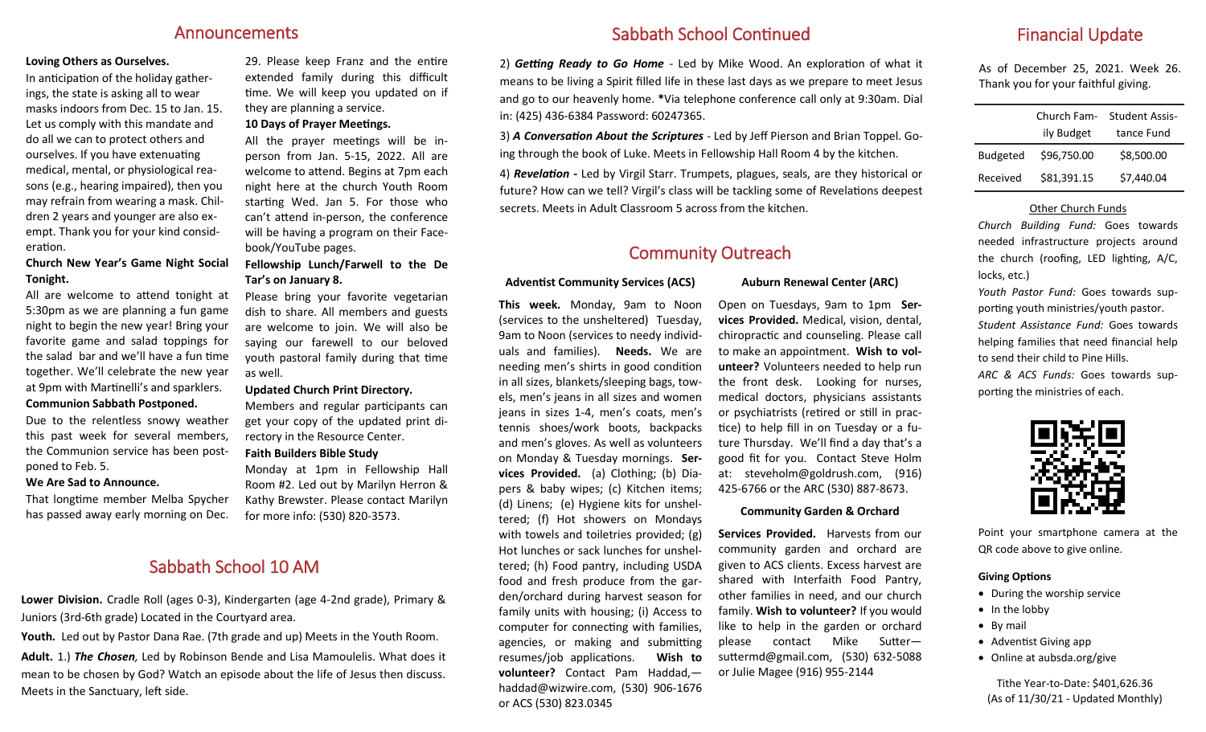# Announcements

**Loving Others as Ourselves.**

In anticipation of the holiday gatherings, the state is asking all to wear masks indoors from Dec. 15 to Jan. 15. Let us comply with this mandate and do all we can to protect others and ourselves. If you have extenuating medical, mental, or physiological reasons (e.g., hearing impaired), then you may refrain from wearing a mask. Children 2 years and younger are also exempt. Thank you for your kind consideration.

**Church New Year's Game Night Social Tonight.**

All are welcome to attend tonight at 5:30pm as we are planning a fun game night to begin the new year! Bring your favorite game and salad toppings for the salad bar and we'll have a fun time together. We'll celebrate the new year at 9pm with Martinelli's and sparklers.

**Communion Sabbath Postponed.**

Due to the relentless snowy weather this past week for several members, the Communion service has been postponed to Feb. 5.

**We Are Sad to Announce.**

That longtime member Melba Spycher has passed away early morning on Dec. 29. Please keep Franz and the entire extended family during this difficult time. We will keep you updated on if they are planning a service.

**10 Days of Prayer Meetings.**

All the prayer meetings will be in-person from Jan. 5-15, 2022. All are welcome to attend. Begins at 7pm each night here at the church Youth Room starting Wed. Jan 5. For those who can't attend in-person, the conference will be having a program on their Facebook/YouTube pages.

**Fellowship Lunch/Farwell to the De Tar's on January 8.**

Please bring your favorite vegetarian dish to share. All members and guests are welcome to join. We will also be saying our farewell to our beloved youth pastoral family during that time as well.

**Updated Church Print Directory.**

Members and regular participants can get your copy of the updated print directory in the Resource Center.

**Faith Builders Bible Study**

Monday at 1pm in Fellowship Hall Room #2. Led out by Marilyn Herron & Kathy Brewster. Please contact Marilyn for more info: (530) 820-3573.

# Sabbath School 10 AM

**Lower Division.** Cradle Roll (ages 0-3), Kindergarten (age 4-2nd grade), Primary & Juniors (3rd-6th grade) Located in the Courtyard area.

**Youth.** Led out by Pastor Dana Rae. (7th grade and up) Meets in the Youth Room.

**Adult.** 1.) ***The Chosen,*** Led by Robinson Bende and Lisa Mamoulelis. What does it mean to be chosen by God? Watch an episode about the life of Jesus then discuss. Meets in the Sanctuary, left side.

# Sabbath School Continued

2) ***Getting Ready to Go Home*** - Led by Mike Wood. An exploration of what it means to be living a Spirit filled life in these last days as we prepare to meet Jesus and go to our heavenly home. **\***Via telephone conference call only at 9:30am. Dial in: (425) 436-6384 Password: 60247365.

3) ***A Conversation About the Scriptures*** - Led by Jeff Pierson and Brian Toppel. Going through the book of Luke. Meets in Fellowship Hall Room 4 by the kitchen.

4) ***Revelation -*** Led by Virgil Starr. Trumpets, plagues, seals, are they historical or future? How can we tell? Virgil's class will be tackling some of Revelations deepest secrets. Meets in Adult Classroom 5 across from the kitchen.

# Community Outreach

### Adventist Community Services (ACS)

**This week.** Monday, 9am to Noon (services to the unsheltered) Tuesday, 9am to Noon (services to needy individuals and families). **Needs.** We are needing men's shirts in good condition in all sizes, blankets/sleeping bags, towels, men's jeans in all sizes and women jeans in sizes 1-4, men's coats, men's tennis shoes/work boots, backpacks and men's gloves. As well as volunteers on Monday & Tuesday mornings. **Services Provided.** (a) Clothing; (b) Diapers & baby wipes; (c) Kitchen items; (d) Linens; (e) Hygiene kits for unsheltered; (f) Hot showers on Mondays with towels and toiletries provided; (g) Hot lunches or sack lunches for unsheltered; (h) Food pantry, including USDA food and fresh produce from the garden/orchard during harvest season for family units with housing; (i) Access to computer for connecting with families, agencies, or making and submitting resumes/job applications. **Wish to volunteer?** Contact Pam Haddad,—haddad@wizwire.com, (530) 906-1676 or ACS (530) 823.0345

### Auburn Renewal Center (ARC)

Open on Tuesdays, 9am to 1pm **Services Provided.** Medical, vision, dental, chiropractic and counseling. Please call to make an appointment. **Wish to volunteer?** Volunteers needed to help run the front desk. Looking for nurses, medical doctors, physicians assistants or psychiatrists (retired or still in practice) to help fill in on Tuesday or a future Thursday. We'll find a day that's a good fit for you. Contact Steve Holm at: steveholm@goldrush.com, (916) 425-6766 or the ARC (530) 887-8673.

### Community Garden & Orchard

**Services Provided.** Harvests from our community garden and orchard are given to ACS clients. Excess harvest are shared with Interfaith Food Pantry, other families in need, and our church family. **Wish to volunteer?** If you would like to help in the garden or orchard please contact Mike Sutter—suttermd@gmail.com, (530) 632-5088 or Julie Magee (916) 955-2144

# Financial Update

As of December 25, 2021. Week 26. Thank you for your faithful giving.

| | Church Family Budget | Student Assistance Fund |
|---|---|---|
| Budgeted | $96,750.00 | $8,500.00 |
| Received | $81,391.15 | $7,440.04 |

Other Church Funds

*Church Building Fund:* Goes towards needed infrastructure projects around the church (roofing, LED lighting, A/C, locks, etc.)

*Youth Pastor Fund:* Goes towards supporting youth ministries/youth pastor.

*Student Assistance Fund:* Goes towards helping families that need financial help to send their child to Pine Hills.

*ARC & ACS Funds:* Goes towards supporting the ministries of each.

Point your smartphone camera at the QR code above to give online.

**Giving Options**

- During the worship service
- In the lobby
- By mail
- Adventist Giving app
- Online at aubsda.org/give

Tithe Year-to-Date: $401,626.36
(As of 11/30/21 - Updated Monthly)